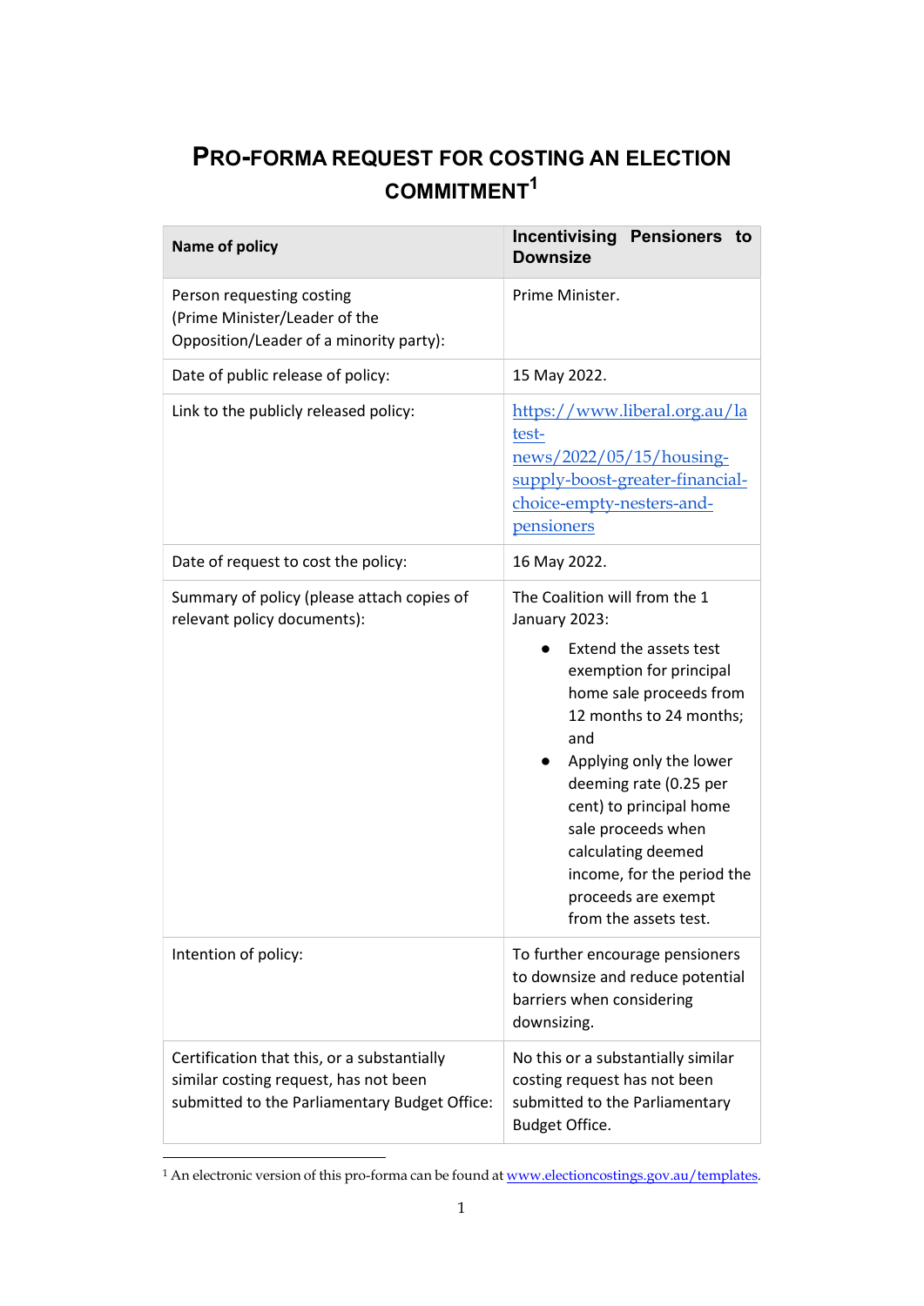# PRO-FORMA REQUEST FOR COSTING AN ELECTION COMMITMENT[1]

| Name of policy | **Incentivising Pensioners to Downsize** |
| --- | --- |
| Person requesting costing (Prime Minister/Leader of the Opposition/Leader of a minority party): | Prime Minister. |
| Date of public release of policy: | 15 May 2022. |
| Link to the publicly released policy: | [https://www.liberal.org.au/latest-news/2022/05/15/housing-supply-boost-greater-financial-choice-empty-nesters-and-pensioners](https://www.liberal.org.au/latest-news/2022/05/15/housing-supply-boost-greater-financial-choice-empty-nesters-and-pensioners) |
| Date of request to cost the policy: | 16 May 2022. |
| Summary of policy (please attach copies of relevant policy documents): | The Coalition will from the 1 January 2023:<br>• Extend the assets test exemption for principal home sale proceeds from 12 months to 24 months; and<br>• Applying only the lower deeming rate (0.25 per cent) to principal home sale proceeds when calculating deemed income, for the period the proceeds are exempt from the assets test. |
| Intention of policy: | To further encourage pensioners to downsize and reduce potential barriers when considering downsizing. |
| Certification that this, or a substantially similar costing request, has not been submitted to the Parliamentary Budget Office: | No this or a substantially similar costing request has not been submitted to the Parliamentary Budget Office. |

[1] An electronic version of this pro-forma can be found at [www.electioncostings.gov.au/templates](www.electioncostings.gov.au/templates).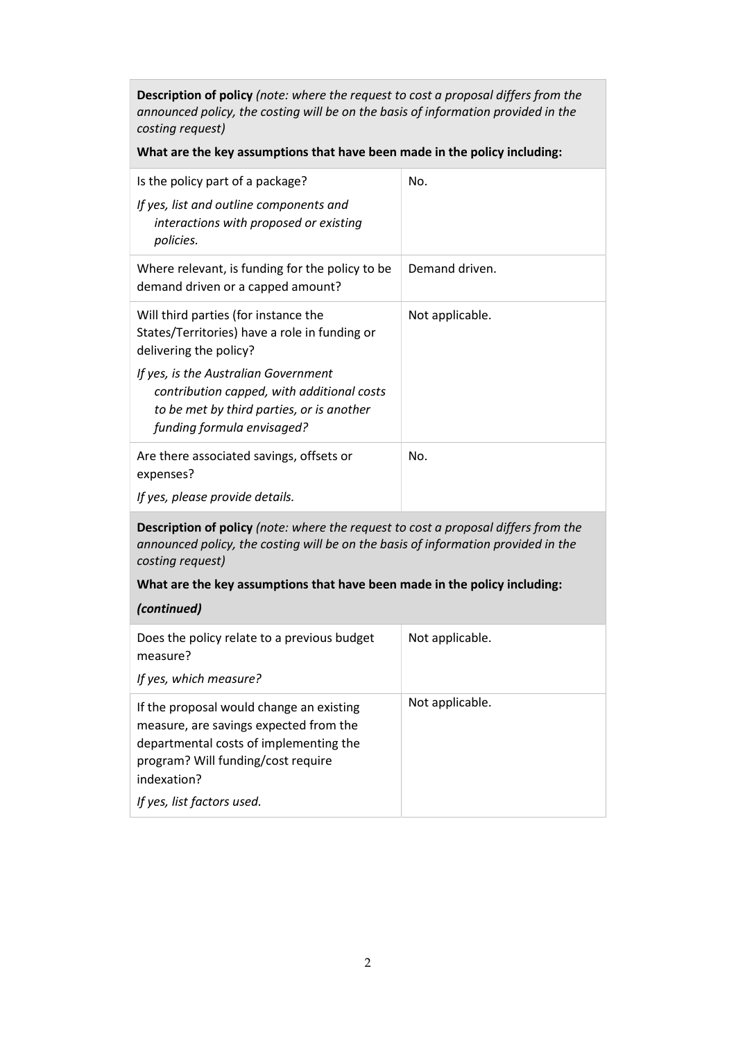| **Description of policy** *(note: where the request to cost a proposal differs from the announced policy, the costing will be on the basis of information provided in the costing request)*<br><br>**What are the key assumptions that have been made in the policy including:** | |
|---|---|
| Is the policy part of a package?<br><br>*If yes, list and outline components and interactions with proposed or existing policies.* | No. |
| Where relevant, is funding for the policy to be demand driven or a capped amount? | Demand driven. |
| Will third parties (for instance the States/Territories) have a role in funding or delivering the policy?<br><br>*If yes, is the Australian Government contribution capped, with additional costs to be met by third parties, or is another funding formula envisaged?* | Not applicable. |
| Are there associated savings, offsets or expenses?<br><br>*If yes, please provide details.* | No. |

| **Description of policy** *(note: where the request to cost a proposal differs from the announced policy, the costing will be on the basis of information provided in the costing request)*<br><br>**What are the key assumptions that have been made in the policy including:**<br><br>***(continued)*** | |
|---|---|
| Does the policy relate to a previous budget measure?<br><br>*If yes, which measure?* | Not applicable. |
| If the proposal would change an existing measure, are savings expected from the departmental costs of implementing the program? Will funding/cost require indexation?<br><br>*If yes, list factors used.* | Not applicable. |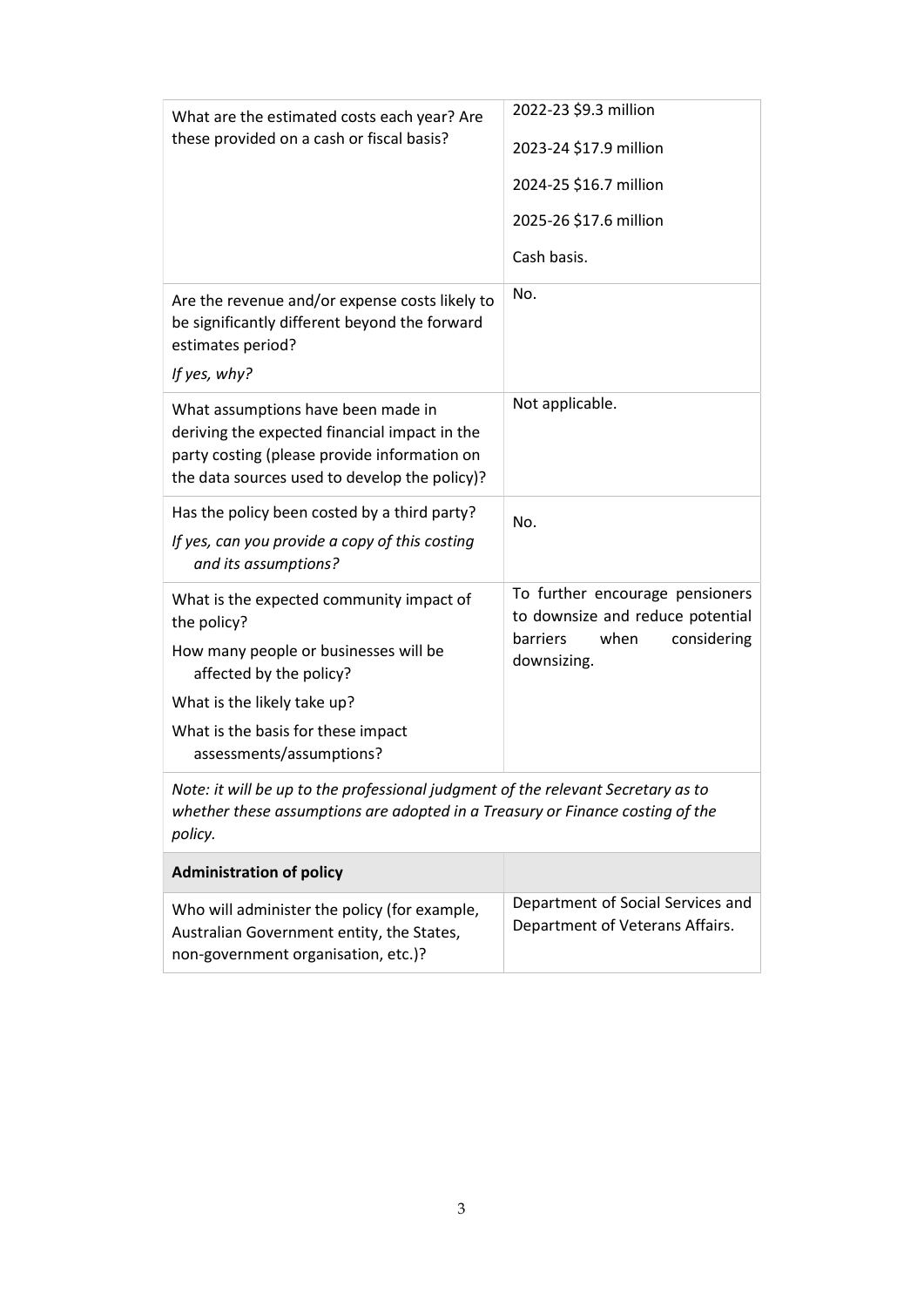| | |
|---|---|
| What are the estimated costs each year? Are these provided on a cash or fiscal basis? | 2022-23 $9.3 million<br><br>2023-24 $17.9 million<br><br>2024-25 $16.7 million<br><br>2025-26 $17.6 million<br><br>Cash basis. |
| Are the revenue and/or expense costs likely to be significantly different beyond the forward estimates period?<br><br>*If yes, why?* | No. |
| What assumptions have been made in deriving the expected financial impact in the party costing (please provide information on the data sources used to develop the policy)? | Not applicable. |
| Has the policy been costed by a third party?<br><br>*If yes, can you provide a copy of this costing and its assumptions?* | No. |
| What is the expected community impact of the policy?<br><br>How many people or businesses will be affected by the policy?<br><br>What is the likely take up?<br><br>What is the basis for these impact assessments/assumptions? | To further encourage pensioners to downsize and reduce potential barriers when considering downsizing. |
| *Note: it will be up to the professional judgment of the relevant Secretary as to whether these assumptions are adopted in a Treasury or Finance costing of the policy.* | |
| **Administration of policy** | |
| Who will administer the policy (for example, Australian Government entity, the States, non-government organisation, etc.)? | Department of Social Services and Department of Veterans Affairs. |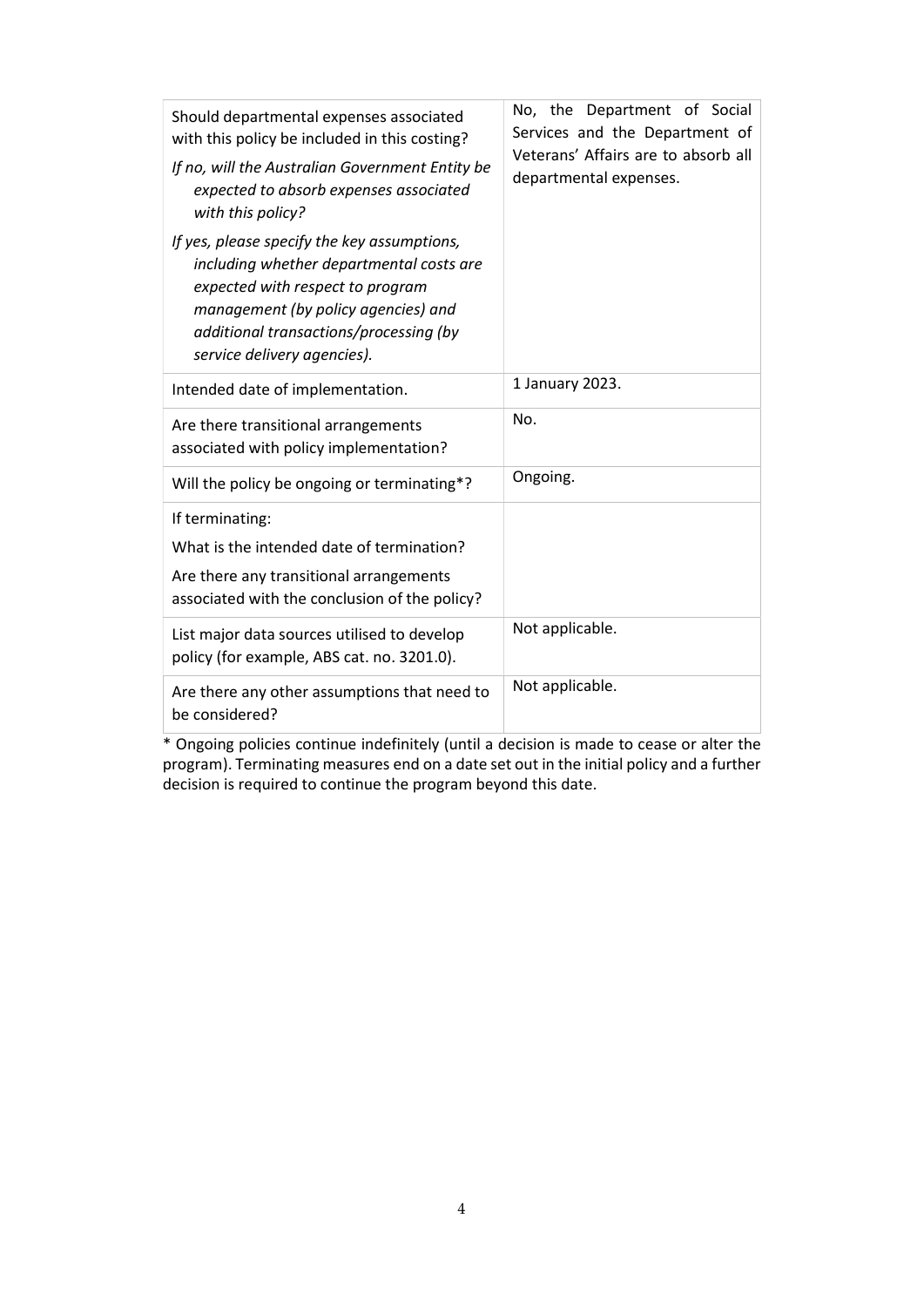| | |
|---|---|
| Should departmental expenses associated with this policy be included in this costing?<br>*If no, will the Australian Government Entity be expected to absorb expenses associated with this policy?*<br>*If yes, please specify the key assumptions, including whether departmental costs are expected with respect to program management (by policy agencies) and additional transactions/processing (by service delivery agencies).* | No, the Department of Social Services and the Department of Veterans' Affairs are to absorb all departmental expenses. |
| Intended date of implementation. | 1 January 2023. |
| Are there transitional arrangements associated with policy implementation? | No. |
| Will the policy be ongoing or terminating*? | Ongoing. |
| If terminating:<br>What is the intended date of termination?<br>Are there any transitional arrangements associated with the conclusion of the policy? | |
| List major data sources utilised to develop policy (for example, ABS cat. no. 3201.0). | Not applicable. |
| Are there any other assumptions that need to be considered? | Not applicable. |

* Ongoing policies continue indefinitely (until a decision is made to cease or alter the program). Terminating measures end on a date set out in the initial policy and a further decision is required to continue the program beyond this date.